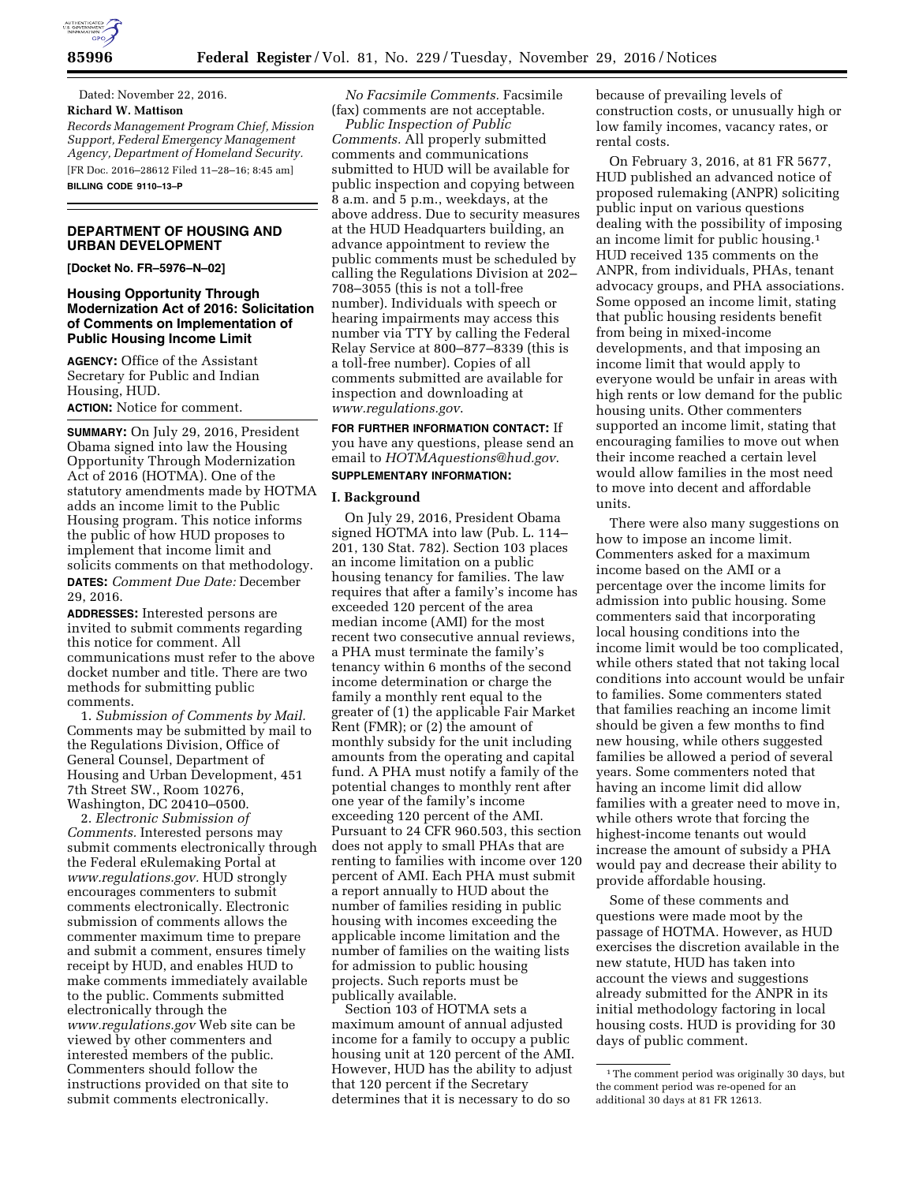Dated: November 22, 2016.

**Richard W. Mattison**

*Records Management Program Chief, Mission Support, Federal Emergency Management Agency, Department of Homeland Security.*

[FR Doc. 2016–28612 Filed 11–28–16; 8:45 am]

**BILLING CODE 9110–13–P**

---

## DEPARTMENT OF HOUSING AND URBAN DEVELOPMENT

**[Docket No. FR–5976–N–02]**

### Housing Opportunity Through Modernization Act of 2016: Solicitation of Comments on Implementation of Public Housing Income Limit

**AGENCY:** Office of the Assistant Secretary for Public and Indian Housing, HUD.

**ACTION:** Notice for comment.

**SUMMARY:** On July 29, 2016, President Obama signed into law the Housing Opportunity Through Modernization Act of 2016 (HOTMA). One of the statutory amendments made by HOTMA adds an income limit to the Public Housing program. This notice informs the public of how HUD proposes to implement that income limit and solicits comments on that methodology.

**DATES:** *Comment Due Date:* December 29, 2016.

**ADDRESSES:** Interested persons are invited to submit comments regarding this notice for comment. All communications must refer to the above docket number and title. There are two methods for submitting public comments.

1. *Submission of Comments by Mail.* Comments may be submitted by mail to the Regulations Division, Office of General Counsel, Department of Housing and Urban Development, 451 7th Street SW., Room 10276, Washington, DC 20410–0500.

2. *Electronic Submission of Comments.* Interested persons may submit comments electronically through the Federal eRulemaking Portal at *www.regulations.gov*. HUD strongly encourages commenters to submit comments electronically. Electronic submission of comments allows the commenter maximum time to prepare and submit a comment, ensures timely receipt by HUD, and enables HUD to make comments immediately available to the public. Comments submitted electronically through the *www.regulations.gov* Web site can be viewed by other commenters and interested members of the public. Commenters should follow the instructions provided on that site to submit comments electronically.

*No Facsimile Comments.* Facsimile (fax) comments are not acceptable.

*Public Inspection of Public Comments.* All properly submitted comments and communications submitted to HUD will be available for public inspection and copying between 8 a.m. and 5 p.m., weekdays, at the above address. Due to security measures at the HUD Headquarters building, an advance appointment to review the public comments must be scheduled by calling the Regulations Division at 202–708–3055 (this is not a toll-free number). Individuals with speech or hearing impairments may access this number via TTY by calling the Federal Relay Service at 800–877–8339 (this is a toll-free number). Copies of all comments submitted are available for inspection and downloading at *www.regulations.gov*.

**FOR FURTHER INFORMATION CONTACT:** If you have any questions, please send an email to *HOTMAquestions@hud.gov*.

**SUPPLEMENTARY INFORMATION:**

### I. Background

On July 29, 2016, President Obama signed HOTMA into law (Pub. L. 114–201, 130 Stat. 782). Section 103 places an income limitation on a public housing tenancy for families. The law requires that after a family's income has exceeded 120 percent of the area median income (AMI) for the most recent two consecutive annual reviews, a PHA must terminate the family's tenancy within 6 months of the second income determination or charge the family a monthly rent equal to the greater of (1) the applicable Fair Market Rent (FMR); or (2) the amount of monthly subsidy for the unit including amounts from the operating and capital fund. A PHA must notify a family of the potential changes to monthly rent after one year of the family's income exceeding 120 percent of the AMI. Pursuant to 24 CFR 960.503, this section does not apply to small PHAs that are renting to families with income over 120 percent of AMI. Each PHA must submit a report annually to HUD about the number of families residing in public housing with incomes exceeding the applicable income limitation and the number of families on the waiting lists for admission to public housing projects. Such reports must be publically available.

Section 103 of HOTMA sets a maximum amount of annual adjusted income for a family to occupy a public housing unit at 120 percent of the AMI. However, HUD has the ability to adjust that 120 percent if the Secretary determines that it is necessary to do so because of prevailing levels of construction costs, or unusually high or low family incomes, vacancy rates, or rental costs.

On February 3, 2016, at 81 FR 5677, HUD published an advanced notice of proposed rulemaking (ANPR) soliciting public input on various questions dealing with the possibility of imposing an income limit for public housing.[1] HUD received 135 comments on the ANPR, from individuals, PHAs, tenant advocacy groups, and PHA associations. Some opposed an income limit, stating that public housing residents benefit from being in mixed-income developments, and that imposing an income limit that would apply to everyone would be unfair in areas with high rents or low demand for the public housing units. Other commenters supported an income limit, stating that encouraging families to move out when their income reached a certain level would allow families in the most need to move into decent and affordable units.

There were also many suggestions on how to impose an income limit. Commenters asked for a maximum income based on the AMI or a percentage over the income limits for admission into public housing. Some commenters said that incorporating local housing conditions into the income limit would be too complicated, while others stated that not taking local conditions into account would be unfair to families. Some commenters stated that families reaching an income limit should be given a few months to find new housing, while others suggested families be allowed a period of several years. Some commenters noted that having an income limit did allow families with a greater need to move in, while others wrote that forcing the highest-income tenants out would increase the amount of subsidy a PHA would pay and decrease their ability to provide affordable housing.

Some of these comments and questions were made moot by the passage of HOTMA. However, as HUD exercises the discretion available in the new statute, HUD has taken into account the views and suggestions already submitted for the ANPR in its initial methodology factoring in local housing costs. HUD is providing for 30 days of public comment.

---

[1] The comment period was originally 30 days, but the comment period was re-opened for an additional 30 days at 81 FR 12613.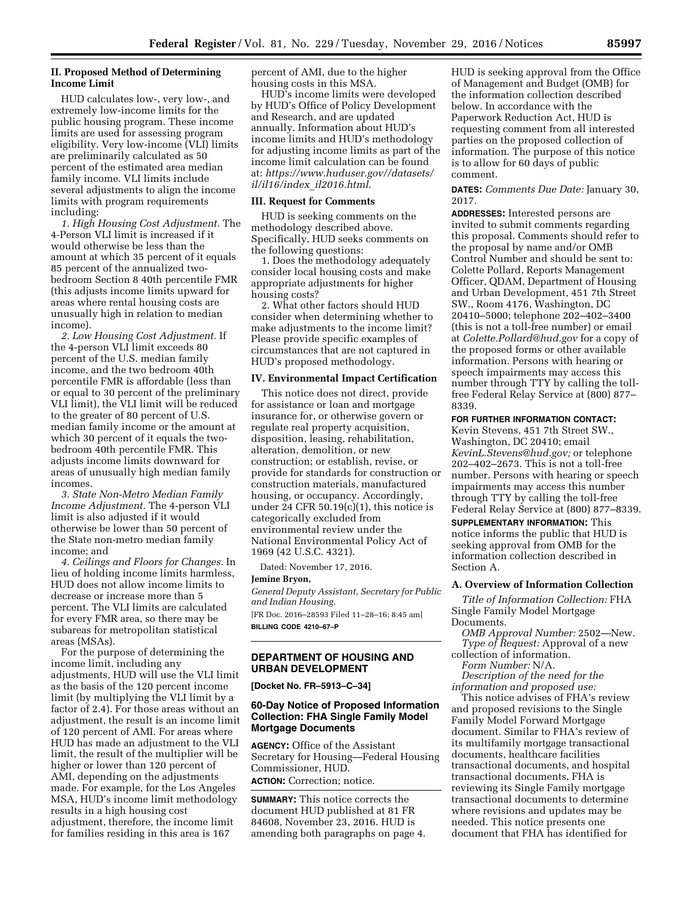## II. Proposed Method of Determining Income Limit

HUD calculates low-, very low-, and extremely low-income limits for the public housing program. These income limits are used for assessing program eligibility. Very low-income (VLI) limits are preliminarily calculated as 50 percent of the estimated area median family income. VLI limits include several adjustments to align the income limits with program requirements including:

*1. High Housing Cost Adjustment.* The 4-Person VLI limit is increased if it would otherwise be less than the amount at which 35 percent of it equals 85 percent of the annualized two-bedroom Section 8 40th percentile FMR (this adjusts income limits upward for areas where rental housing costs are unusually high in relation to median income).

*2. Low Housing Cost Adjustment.* If the 4-person VLI limit exceeds 80 percent of the U.S. median family income, and the two bedroom 40th percentile FMR is affordable (less than or equal to 30 percent of the preliminary VLI limit), the VLI limit will be reduced to the greater of 80 percent of U.S. median family income or the amount at which 30 percent of it equals the two-bedroom 40th percentile FMR. This adjusts income limits downward for areas of unusually high median family incomes.

*3. State Non-Metro Median Family Income Adjustment.* The 4-person VLI limit is also adjusted if it would otherwise be lower than 50 percent of the State non-metro median family income; and

*4. Ceilings and Floors for Changes.* In lieu of holding income limits harmless, HUD does not allow income limits to decrease or increase more than 5 percent. The VLI limits are calculated for every FMR area, so there may be subareas for metropolitan statistical areas (MSAs).

For the purpose of determining the income limit, including any adjustments, HUD will use the VLI limit as the basis of the 120 percent income limit (by multiplying the VLI limit by a factor of 2.4). For those areas without an adjustment, the result is an income limit of 120 percent of AMI. For areas where HUD has made an adjustment to the VLI limit, the result of the multiplier will be higher or lower than 120 percent of AMI, depending on the adjustments made. For example, for the Los Angeles MSA, HUD's income limit methodology results in a high housing cost adjustment, therefore, the income limit for families residing in this area is 167 percent of AMI, due to the higher housing costs in this MSA.

HUD's income limits were developed by HUD's Office of Policy Development and Research, and are updated annually. Information about HUD's income limits and HUD's methodology for adjusting income limits as part of the income limit calculation can be found at: *https://www.huduser.gov//datasets/il/il16/index_il2016.html*.

## III. Request for Comments

HUD is seeking comments on the methodology described above. Specifically, HUD seeks comments on the following questions:

1. Does the methodology adequately consider local housing costs and make appropriate adjustments for higher housing costs?

2. What other factors should HUD consider when determining whether to make adjustments to the income limit? Please provide specific examples of circumstances that are not captured in HUD's proposed methodology.

## IV. Environmental Impact Certification

This notice does not direct, provide for assistance or loan and mortgage insurance for, or otherwise govern or regulate real property acquisition, disposition, leasing, rehabilitation, alteration, demolition, or new construction; or establish, revise, or provide for standards for construction or construction materials, manufactured housing, or occupancy. Accordingly, under 24 CFR 50.19(c)(1), this notice is categorically excluded from environmental review under the National Environmental Policy Act of 1969 (42 U.S.C. 4321).

Dated: November 17, 2016.

**Jemine Bryon,**

*General Deputy Assistant, Secretary for Public and Indian Housing.*

[FR Doc. 2016–28593 Filed 11–28–16; 8:45 am]

**BILLING CODE 4210–67–P**

---

# DEPARTMENT OF HOUSING AND URBAN DEVELOPMENT

**[Docket No. FR–5913–C–34]**

## 60-Day Notice of Proposed Information Collection: FHA Single Family Model Mortgage Documents

**AGENCY:** Office of the Assistant Secretary for Housing—Federal Housing Commissioner, HUD.

**ACTION:** Correction; notice.

**SUMMARY:** This notice corrects the document HUD published at 81 FR 84608, November 23, 2016. HUD is amending both paragraphs on page 4. HUD is seeking approval from the Office of Management and Budget (OMB) for the information collection described below. In accordance with the Paperwork Reduction Act, HUD is requesting comment from all interested parties on the proposed collection of information. The purpose of this notice is to allow for 60 days of public comment.

**DATES:** *Comments Due Date:* January 30, 2017.

**ADDRESSES:** Interested persons are invited to submit comments regarding this proposal. Comments should refer to the proposal by name and/or OMB Control Number and should be sent to: Colette Pollard, Reports Management Officer, QDAM, Department of Housing and Urban Development, 451 7th Street SW., Room 4176, Washington, DC 20410–5000; telephone 202–402–3400 (this is not a toll-free number) or email at *Colette.Pollard@hud.gov* for a copy of the proposed forms or other available information. Persons with hearing or speech impairments may access this number through TTY by calling the toll-free Federal Relay Service at (800) 877–8339.

**FOR FURTHER INFORMATION CONTACT:** Kevin Stevens, 451 7th Street SW., Washington, DC 20410; email *KevinL.Stevens@hud.gov;* or telephone 202–402–2673. This is not a toll-free number. Persons with hearing or speech impairments may access this number through TTY by calling the toll-free Federal Relay Service at (800) 877–8339.

**SUPPLEMENTARY INFORMATION:** This notice informs the public that HUD is seeking approval from OMB for the information collection described in Section A.

## A. Overview of Information Collection

*Title of Information Collection:* FHA Single Family Model Mortgage Documents.

*OMB Approval Number:* 2502—New.

*Type of Request:* Approval of a new collection of information.

*Form Number:* N/A.

*Description of the need for the information and proposed use:*

This notice advises of FHA's review and proposed revisions to the Single Family Model Forward Mortgage document. Similar to FHA's review of its multifamily mortgage transactional documents, healthcare facilities transactional documents, and hospital transactional documents, FHA is reviewing its Single Family mortgage transactional documents to determine where revisions and updates may be needed. This notice presents one document that FHA has identified for